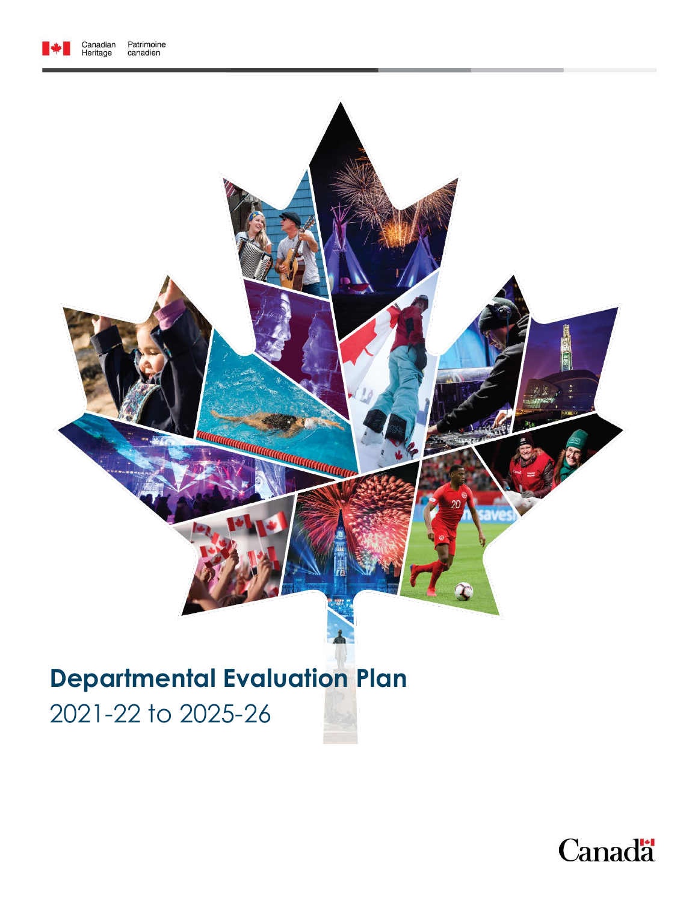Canadian Heritage Patrimoine canadien

# Departmental Evaluation Plan

2021-22 to 2025-26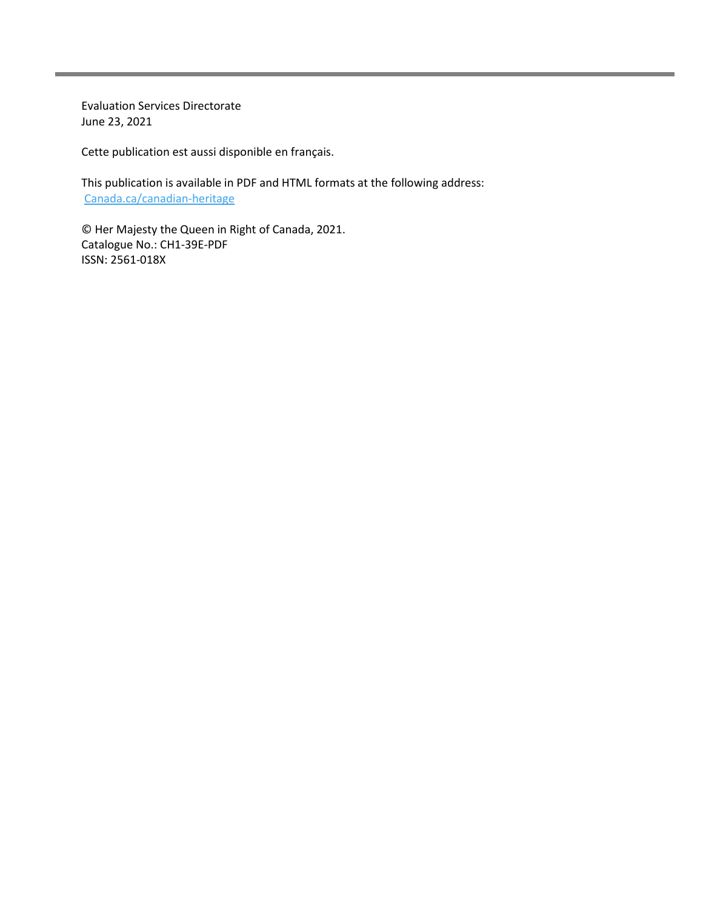Evaluation Services Directorate
June 23, 2021

Cette publication est aussi disponible en français.

This publication is available in PDF and HTML formats at the following address:
[Canada.ca/canadian-heritage](Canada.ca/canadian-heritage)

© Her Majesty the Queen in Right of Canada, 2021.
Catalogue No.: CH1-39E-PDF
ISSN: 2561-018X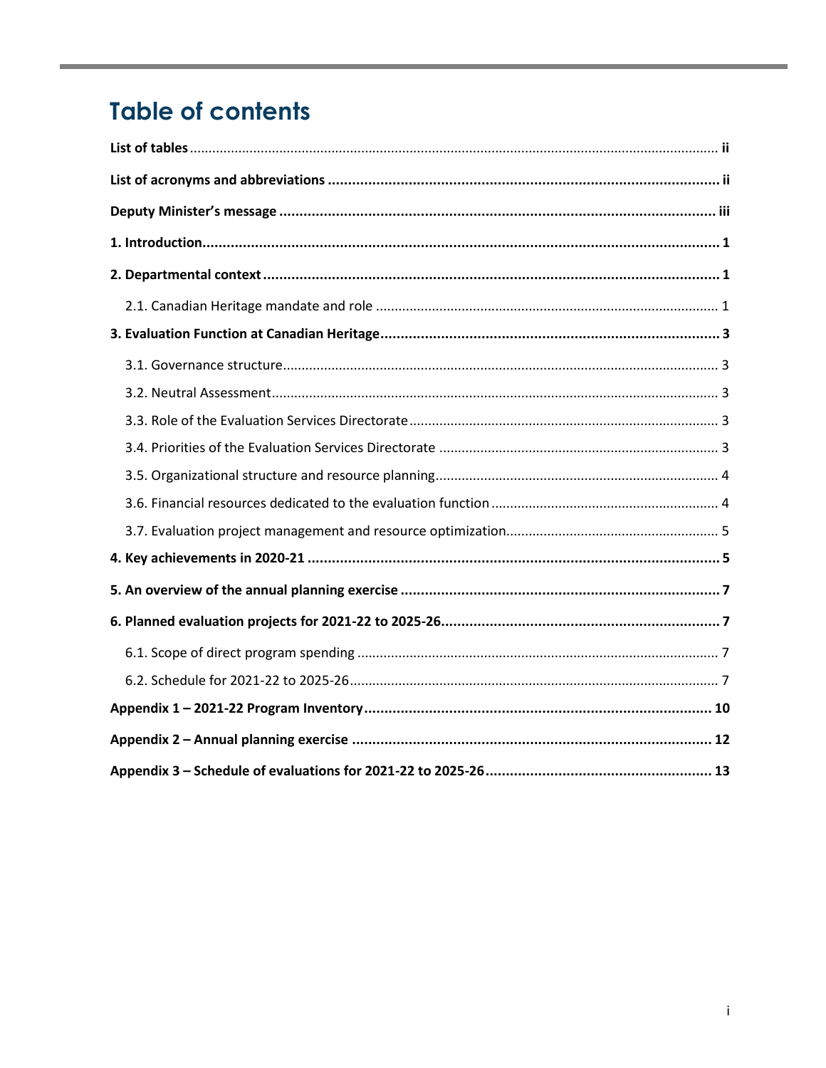# Table of contents

**List of tables** .......... **ii**

**List of acronyms and abbreviations** .......... **ii**

**Deputy Minister's message** .......... **iii**

**1. Introduction** .......... **1**

**2. Departmental context** .......... **1**

- 2.1. Canadian Heritage mandate and role .......... 1

**3. Evaluation Function at Canadian Heritage** .......... **3**

- 3.1. Governance structure .......... 3
- 3.2. Neutral Assessment .......... 3
- 3.3. Role of the Evaluation Services Directorate .......... 3
- 3.4. Priorities of the Evaluation Services Directorate .......... 3
- 3.5. Organizational structure and resource planning .......... 4
- 3.6. Financial resources dedicated to the evaluation function .......... 4
- 3.7. Evaluation project management and resource optimization .......... 5

**4. Key achievements in 2020-21** .......... **5**

**5. An overview of the annual planning exercise** .......... **7**

**6. Planned evaluation projects for 2021-22 to 2025-26** .......... **7**

- 6.1. Scope of direct program spending .......... 7
- 6.2. Schedule for 2021-22 to 2025-26 .......... 7

**Appendix 1 – 2021-22 Program Inventory** .......... **10**

**Appendix 2 – Annual planning exercise** .......... **12**

**Appendix 3 – Schedule of evaluations for 2021-22 to 2025-26** .......... **13**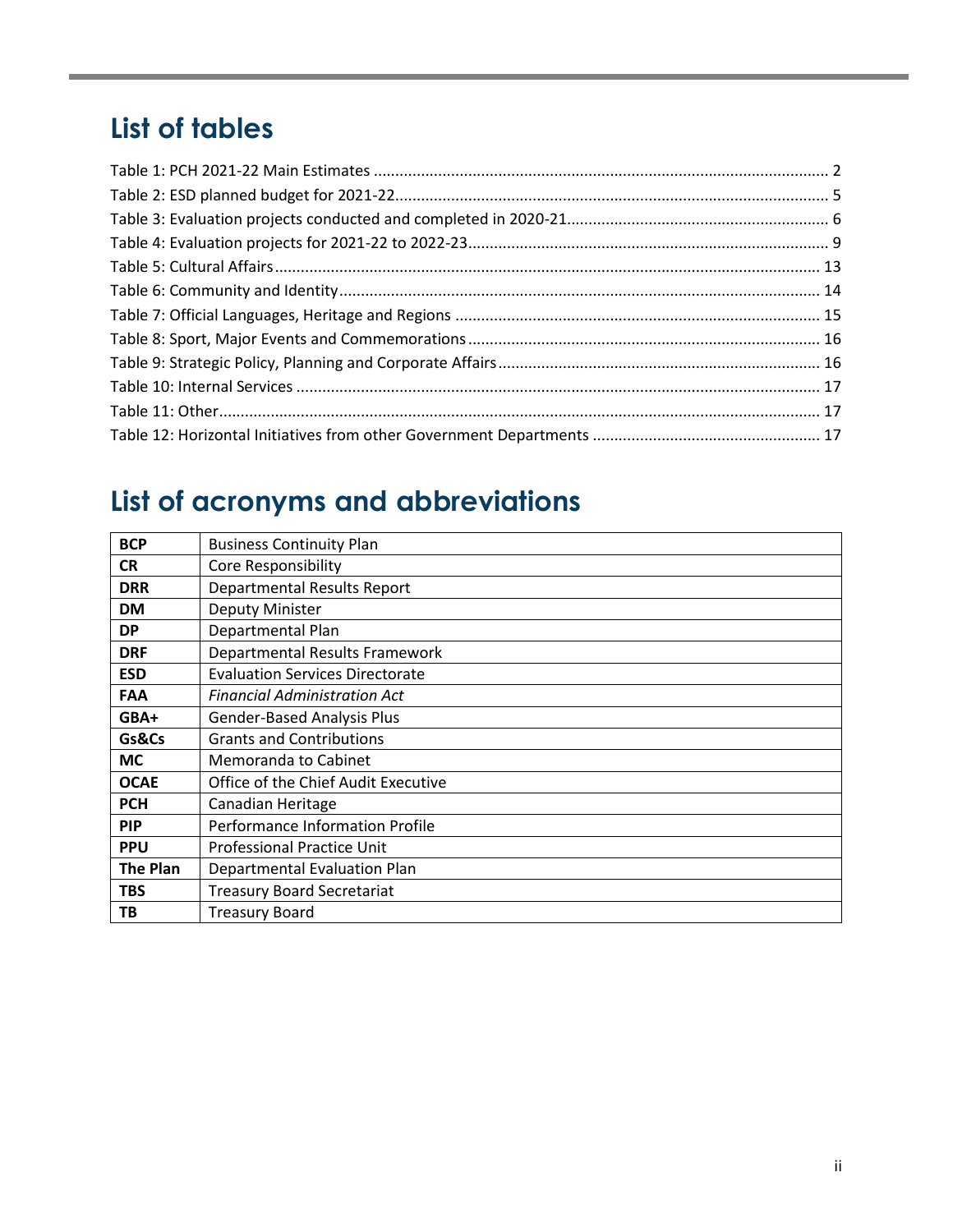## List of tables

Table 1: PCH 2021-22 Main Estimates ........................................................................................................ 2
Table 2: ESD planned budget for 2021-22.................................................................................................. 5
Table 3: Evaluation projects conducted and completed in 2020-21........................................................... 6
Table 4: Evaluation projects for 2021-22 to 2022-23................................................................................. 9
Table 5: Cultural Affairs............................................................................................................................ 13
Table 6: Community and Identity.............................................................................................................. 14
Table 7: Official Languages, Heritage and Regions .................................................................................. 15
Table 8: Sport, Major Events and Commemorations ................................................................................ 16
Table 9: Strategic Policy, Planning and Corporate Affairs......................................................................... 16
Table 10: Internal Services ........................................................................................................................ 17
Table 11: Other.......................................................................................................................................... 17
Table 12: Horizontal Initiatives from other Government Departments .................................................... 17

## List of acronyms and abbreviations

| | |
|---|---|
| **BCP** | Business Continuity Plan |
| **CR** | Core Responsibility |
| **DRR** | Departmental Results Report |
| **DM** | Deputy Minister |
| **DP** | Departmental Plan |
| **DRF** | Departmental Results Framework |
| **ESD** | Evaluation Services Directorate |
| **FAA** | *Financial Administration Act* |
| **GBA+** | Gender-Based Analysis Plus |
| **Gs&Cs** | Grants and Contributions |
| **MC** | Memoranda to Cabinet |
| **OCAE** | Office of the Chief Audit Executive |
| **PCH** | Canadian Heritage |
| **PIP** | Performance Information Profile |
| **PPU** | Professional Practice Unit |
| **The Plan** | Departmental Evaluation Plan |
| **TBS** | Treasury Board Secretariat |
| **TB** | Treasury Board |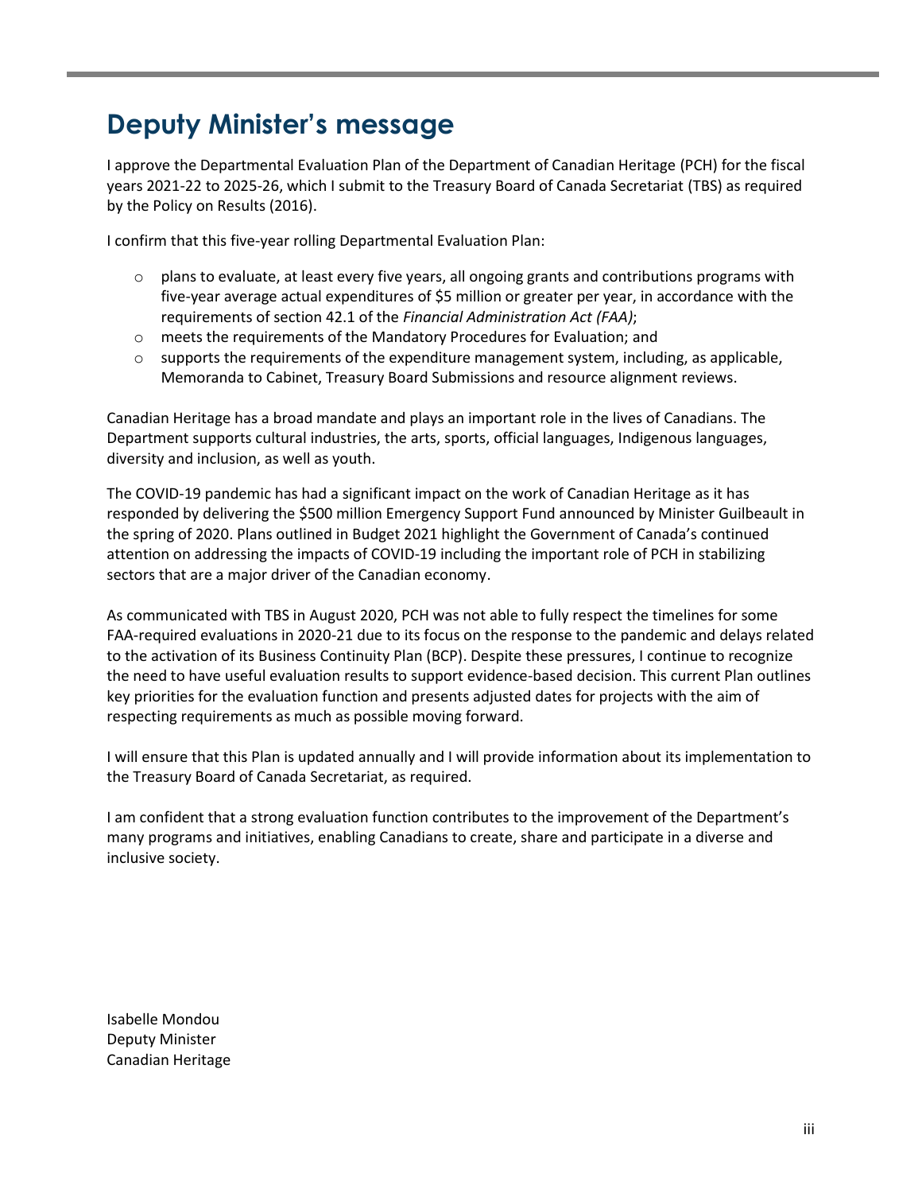# Deputy Minister's message

I approve the Departmental Evaluation Plan of the Department of Canadian Heritage (PCH) for the fiscal years 2021-22 to 2025-26, which I submit to the Treasury Board of Canada Secretariat (TBS) as required by the Policy on Results (2016).

I confirm that this five-year rolling Departmental Evaluation Plan:

- plans to evaluate, at least every five years, all ongoing grants and contributions programs with five-year average actual expenditures of $5 million or greater per year, in accordance with the requirements of section 42.1 of the *Financial Administration Act (FAA)*;
- meets the requirements of the Mandatory Procedures for Evaluation; and
- supports the requirements of the expenditure management system, including, as applicable, Memoranda to Cabinet, Treasury Board Submissions and resource alignment reviews.

Canadian Heritage has a broad mandate and plays an important role in the lives of Canadians. The Department supports cultural industries, the arts, sports, official languages, Indigenous languages, diversity and inclusion, as well as youth.

The COVID-19 pandemic has had a significant impact on the work of Canadian Heritage as it has responded by delivering the $500 million Emergency Support Fund announced by Minister Guilbeault in the spring of 2020. Plans outlined in Budget 2021 highlight the Government of Canada's continued attention on addressing the impacts of COVID-19 including the important role of PCH in stabilizing sectors that are a major driver of the Canadian economy.

As communicated with TBS in August 2020, PCH was not able to fully respect the timelines for some FAA-required evaluations in 2020-21 due to its focus on the response to the pandemic and delays related to the activation of its Business Continuity Plan (BCP). Despite these pressures, I continue to recognize the need to have useful evaluation results to support evidence-based decision. This current Plan outlines key priorities for the evaluation function and presents adjusted dates for projects with the aim of respecting requirements as much as possible moving forward.

I will ensure that this Plan is updated annually and I will provide information about its implementation to the Treasury Board of Canada Secretariat, as required.

I am confident that a strong evaluation function contributes to the improvement of the Department's many programs and initiatives, enabling Canadians to create, share and participate in a diverse and inclusive society.

Isabelle Mondou
Deputy Minister
Canadian Heritage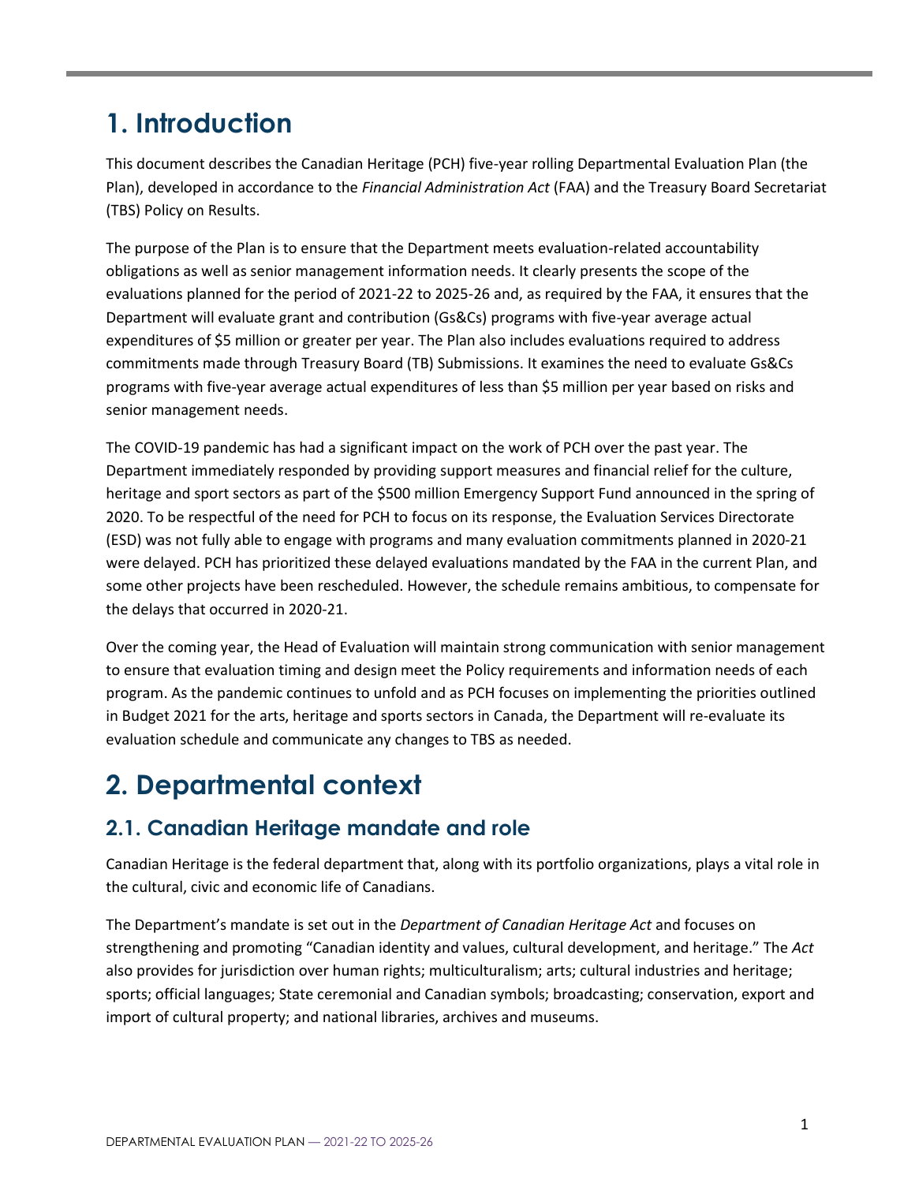# 1. Introduction

This document describes the Canadian Heritage (PCH) five-year rolling Departmental Evaluation Plan (the Plan), developed in accordance to the *Financial Administration Act* (FAA) and the Treasury Board Secretariat (TBS) Policy on Results.

The purpose of the Plan is to ensure that the Department meets evaluation-related accountability obligations as well as senior management information needs. It clearly presents the scope of the evaluations planned for the period of 2021-22 to 2025-26 and, as required by the FAA, it ensures that the Department will evaluate grant and contribution (Gs&Cs) programs with five-year average actual expenditures of $5 million or greater per year. The Plan also includes evaluations required to address commitments made through Treasury Board (TB) Submissions. It examines the need to evaluate Gs&Cs programs with five-year average actual expenditures of less than $5 million per year based on risks and senior management needs.

The COVID-19 pandemic has had a significant impact on the work of PCH over the past year. The Department immediately responded by providing support measures and financial relief for the culture, heritage and sport sectors as part of the $500 million Emergency Support Fund announced in the spring of 2020. To be respectful of the need for PCH to focus on its response, the Evaluation Services Directorate (ESD) was not fully able to engage with programs and many evaluation commitments planned in 2020-21 were delayed. PCH has prioritized these delayed evaluations mandated by the FAA in the current Plan, and some other projects have been rescheduled. However, the schedule remains ambitious, to compensate for the delays that occurred in 2020-21.

Over the coming year, the Head of Evaluation will maintain strong communication with senior management to ensure that evaluation timing and design meet the Policy requirements and information needs of each program. As the pandemic continues to unfold and as PCH focuses on implementing the priorities outlined in Budget 2021 for the arts, heritage and sports sectors in Canada, the Department will re-evaluate its evaluation schedule and communicate any changes to TBS as needed.

# 2. Departmental context

## 2.1. Canadian Heritage mandate and role

Canadian Heritage is the federal department that, along with its portfolio organizations, plays a vital role in the cultural, civic and economic life of Canadians.

The Department's mandate is set out in the *Department of Canadian Heritage Act* and focuses on strengthening and promoting "Canadian identity and values, cultural development, and heritage." The *Act* also provides for jurisdiction over human rights; multiculturalism; arts; cultural industries and heritage; sports; official languages; State ceremonial and Canadian symbols; broadcasting; conservation, export and import of cultural property; and national libraries, archives and museums.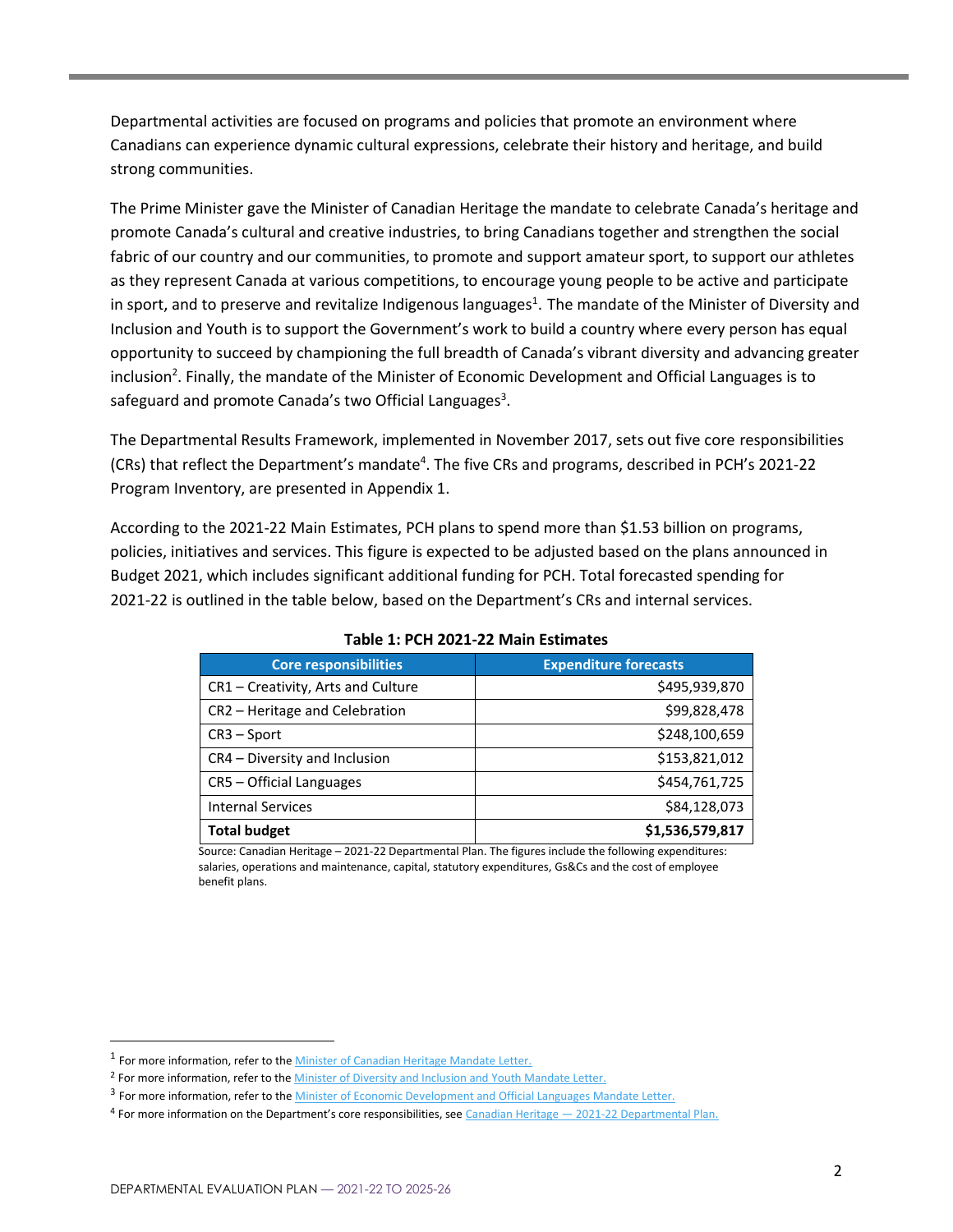Departmental activities are focused on programs and policies that promote an environment where Canadians can experience dynamic cultural expressions, celebrate their history and heritage, and build strong communities.

The Prime Minister gave the Minister of Canadian Heritage the mandate to celebrate Canada's heritage and promote Canada's cultural and creative industries, to bring Canadians together and strengthen the social fabric of our country and our communities, to promote and support amateur sport, to support our athletes as they represent Canada at various competitions, to encourage young people to be active and participate in sport, and to preserve and revitalize Indigenous languages[1]. The mandate of the Minister of Diversity and Inclusion and Youth is to support the Government's work to build a country where every person has equal opportunity to succeed by championing the full breadth of Canada's vibrant diversity and advancing greater inclusion[2]. Finally, the mandate of the Minister of Economic Development and Official Languages is to safeguard and promote Canada's two Official Languages[3].

The Departmental Results Framework, implemented in November 2017, sets out five core responsibilities (CRs) that reflect the Department's mandate[4]. The five CRs and programs, described in PCH's 2021-22 Program Inventory, are presented in Appendix 1.

According to the 2021-22 Main Estimates, PCH plans to spend more than $1.53 billion on programs, policies, initiatives and services. This figure is expected to be adjusted based on the plans announced in Budget 2021, which includes significant additional funding for PCH. Total forecasted spending for 2021-22 is outlined in the table below, based on the Department's CRs and internal services.

**Table 1: PCH 2021-22 Main Estimates**

| Core responsibilities | Expenditure forecasts |
|---|---:|
| CR1 – Creativity, Arts and Culture | $495,939,870 |
| CR2 – Heritage and Celebration | $99,828,478 |
| CR3 – Sport | $248,100,659 |
| CR4 – Diversity and Inclusion | $153,821,012 |
| CR5 – Official Languages | $454,761,725 |
| Internal Services | $84,128,073 |
| **Total budget** | **$1,536,579,817** |

Source: Canadian Heritage – 2021-22 Departmental Plan. The figures include the following expenditures: salaries, operations and maintenance, capital, statutory expenditures, Gs&Cs and the cost of employee benefit plans.

---

[1] For more information, refer to the Minister of Canadian Heritage Mandate Letter.

[2] For more information, refer to the Minister of Diversity and Inclusion and Youth Mandate Letter.

[3] For more information, refer to the Minister of Economic Development and Official Languages Mandate Letter.

[4] For more information on the Department's core responsibilities, see Canadian Heritage — 2021-22 Departmental Plan.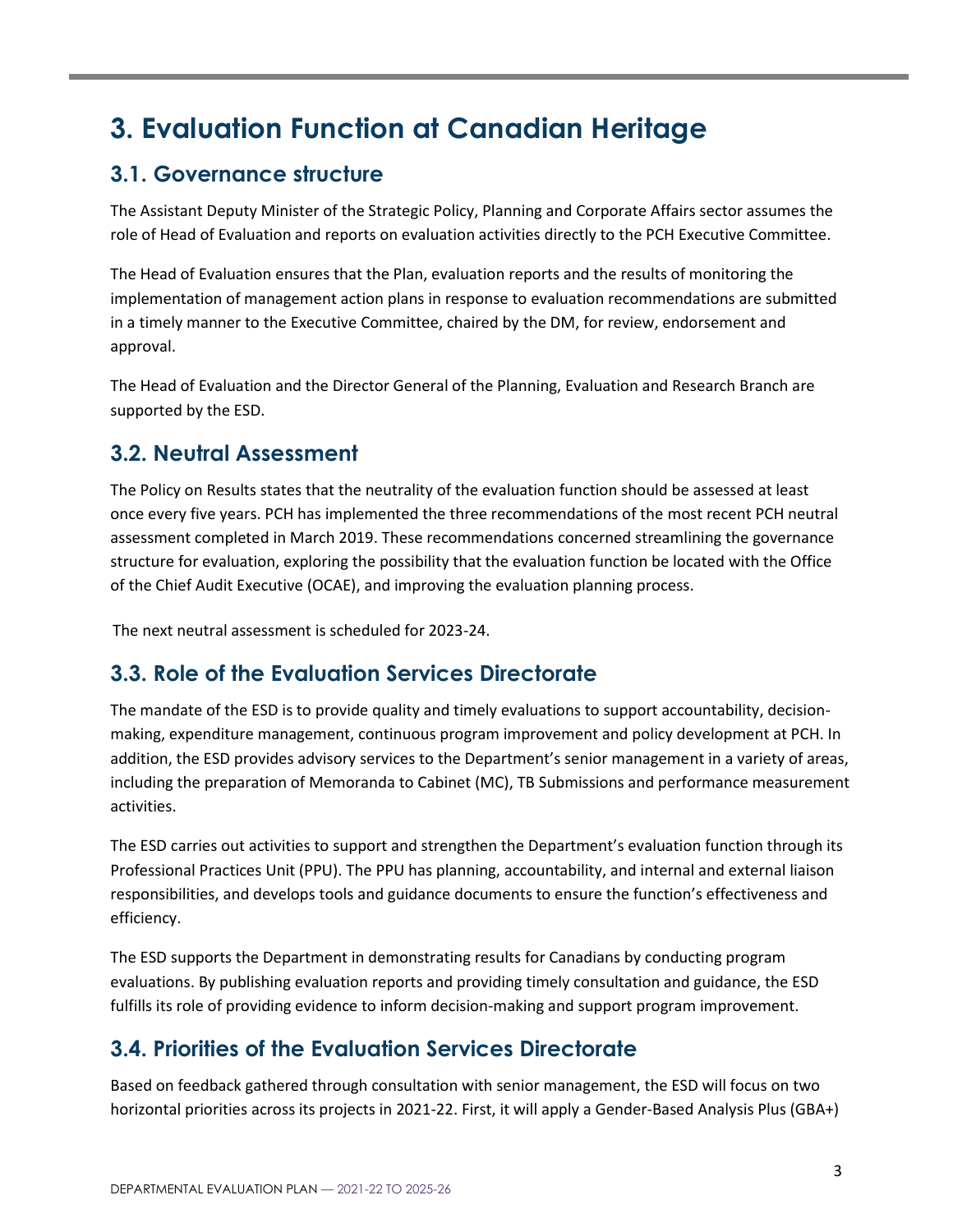# 3. Evaluation Function at Canadian Heritage

## 3.1. Governance structure

The Assistant Deputy Minister of the Strategic Policy, Planning and Corporate Affairs sector assumes the role of Head of Evaluation and reports on evaluation activities directly to the PCH Executive Committee.

The Head of Evaluation ensures that the Plan, evaluation reports and the results of monitoring the implementation of management action plans in response to evaluation recommendations are submitted in a timely manner to the Executive Committee, chaired by the DM, for review, endorsement and approval.

The Head of Evaluation and the Director General of the Planning, Evaluation and Research Branch are supported by the ESD.

## 3.2. Neutral Assessment

The Policy on Results states that the neutrality of the evaluation function should be assessed at least once every five years. PCH has implemented the three recommendations of the most recent PCH neutral assessment completed in March 2019. These recommendations concerned streamlining the governance structure for evaluation, exploring the possibility that the evaluation function be located with the Office of the Chief Audit Executive (OCAE), and improving the evaluation planning process.

The next neutral assessment is scheduled for 2023-24.

## 3.3. Role of the Evaluation Services Directorate

The mandate of the ESD is to provide quality and timely evaluations to support accountability, decision-making, expenditure management, continuous program improvement and policy development at PCH. In addition, the ESD provides advisory services to the Department's senior management in a variety of areas, including the preparation of Memoranda to Cabinet (MC), TB Submissions and performance measurement activities.

The ESD carries out activities to support and strengthen the Department's evaluation function through its Professional Practices Unit (PPU). The PPU has planning, accountability, and internal and external liaison responsibilities, and develops tools and guidance documents to ensure the function's effectiveness and efficiency.

The ESD supports the Department in demonstrating results for Canadians by conducting program evaluations. By publishing evaluation reports and providing timely consultation and guidance, the ESD fulfills its role of providing evidence to inform decision-making and support program improvement.

## 3.4. Priorities of the Evaluation Services Directorate

Based on feedback gathered through consultation with senior management, the ESD will focus on two horizontal priorities across its projects in 2021-22. First, it will apply a Gender-Based Analysis Plus (GBA+)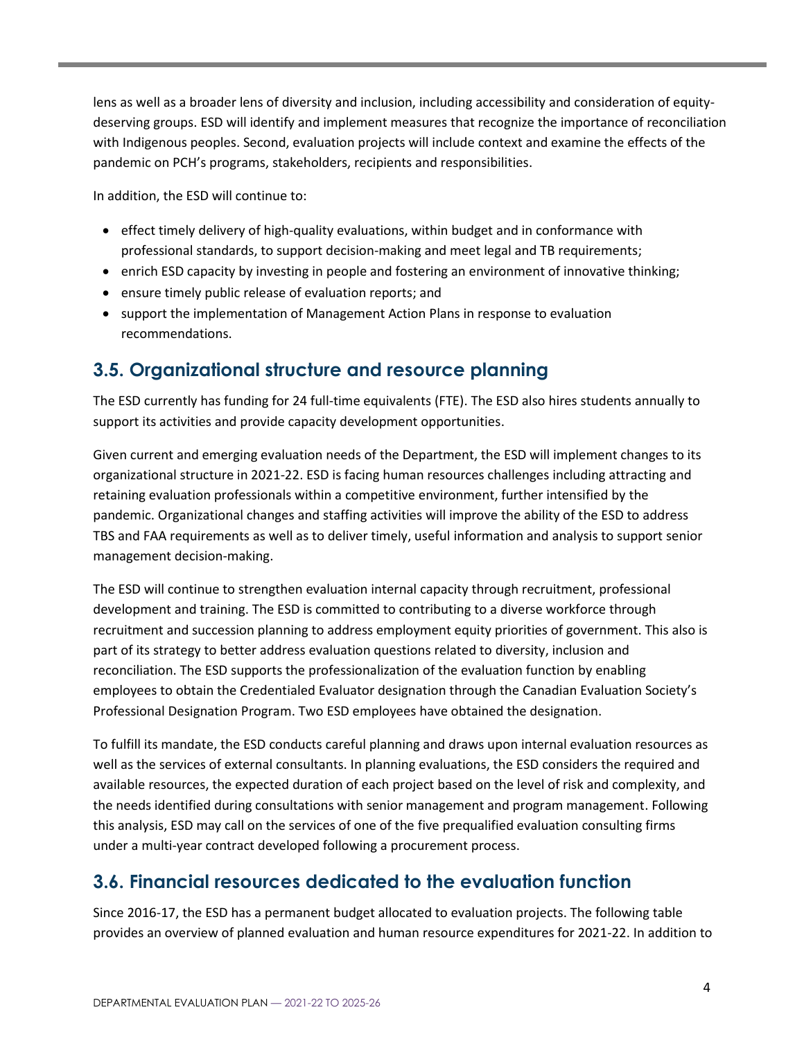lens as well as a broader lens of diversity and inclusion, including accessibility and consideration of equity-deserving groups. ESD will identify and implement measures that recognize the importance of reconciliation with Indigenous peoples. Second, evaluation projects will include context and examine the effects of the pandemic on PCH's programs, stakeholders, recipients and responsibilities.

In addition, the ESD will continue to:

- effect timely delivery of high-quality evaluations, within budget and in conformance with professional standards, to support decision-making and meet legal and TB requirements;
- enrich ESD capacity by investing in people and fostering an environment of innovative thinking;
- ensure timely public release of evaluation reports; and
- support the implementation of Management Action Plans in response to evaluation recommendations.

## 3.5. Organizational structure and resource planning

The ESD currently has funding for 24 full-time equivalents (FTE). The ESD also hires students annually to support its activities and provide capacity development opportunities.

Given current and emerging evaluation needs of the Department, the ESD will implement changes to its organizational structure in 2021-22. ESD is facing human resources challenges including attracting and retaining evaluation professionals within a competitive environment, further intensified by the pandemic. Organizational changes and staffing activities will improve the ability of the ESD to address TBS and FAA requirements as well as to deliver timely, useful information and analysis to support senior management decision-making.

The ESD will continue to strengthen evaluation internal capacity through recruitment, professional development and training. The ESD is committed to contributing to a diverse workforce through recruitment and succession planning to address employment equity priorities of government. This also is part of its strategy to better address evaluation questions related to diversity, inclusion and reconciliation. The ESD supports the professionalization of the evaluation function by enabling employees to obtain the Credentialed Evaluator designation through the Canadian Evaluation Society's Professional Designation Program. Two ESD employees have obtained the designation.

To fulfill its mandate, the ESD conducts careful planning and draws upon internal evaluation resources as well as the services of external consultants. In planning evaluations, the ESD considers the required and available resources, the expected duration of each project based on the level of risk and complexity, and the needs identified during consultations with senior management and program management. Following this analysis, ESD may call on the services of one of the five prequalified evaluation consulting firms under a multi-year contract developed following a procurement process.

## 3.6. Financial resources dedicated to the evaluation function

Since 2016-17, the ESD has a permanent budget allocated to evaluation projects. The following table provides an overview of planned evaluation and human resource expenditures for 2021-22. In addition to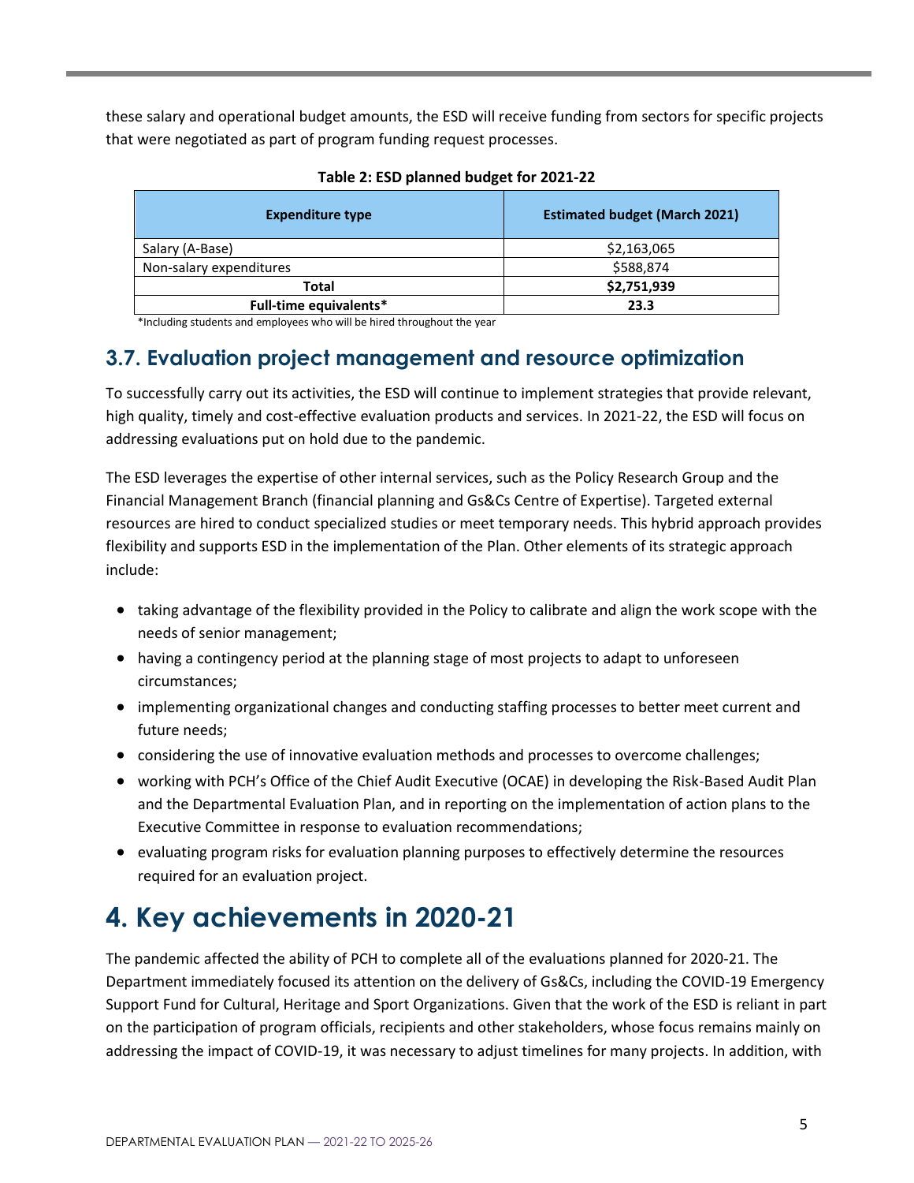these salary and operational budget amounts, the ESD will receive funding from sectors for specific projects that were negotiated as part of program funding request processes.

**Table 2: ESD planned budget for 2021-22**

| Expenditure type | Estimated budget (March 2021) |
|---|---|
| Salary (A-Base) | $2,163,065 |
| Non-salary expenditures | $588,874 |
| **Total** | **$2,751,939** |
| **Full-time equivalents*** | **23.3** |

*Including students and employees who will be hired throughout the year

## 3.7. Evaluation project management and resource optimization

To successfully carry out its activities, the ESD will continue to implement strategies that provide relevant, high quality, timely and cost-effective evaluation products and services. In 2021-22, the ESD will focus on addressing evaluations put on hold due to the pandemic.

The ESD leverages the expertise of other internal services, such as the Policy Research Group and the Financial Management Branch (financial planning and Gs&Cs Centre of Expertise). Targeted external resources are hired to conduct specialized studies or meet temporary needs. This hybrid approach provides flexibility and supports ESD in the implementation of the Plan. Other elements of its strategic approach include:

- taking advantage of the flexibility provided in the Policy to calibrate and align the work scope with the needs of senior management;
- having a contingency period at the planning stage of most projects to adapt to unforeseen circumstances;
- implementing organizational changes and conducting staffing processes to better meet current and future needs;
- considering the use of innovative evaluation methods and processes to overcome challenges;
- working with PCH's Office of the Chief Audit Executive (OCAE) in developing the Risk-Based Audit Plan and the Departmental Evaluation Plan, and in reporting on the implementation of action plans to the Executive Committee in response to evaluation recommendations;
- evaluating program risks for evaluation planning purposes to effectively determine the resources required for an evaluation project.

# 4. Key achievements in 2020-21

The pandemic affected the ability of PCH to complete all of the evaluations planned for 2020-21. The Department immediately focused its attention on the delivery of Gs&Cs, including the COVID-19 Emergency Support Fund for Cultural, Heritage and Sport Organizations. Given that the work of the ESD is reliant in part on the participation of program officials, recipients and other stakeholders, whose focus remains mainly on addressing the impact of COVID-19, it was necessary to adjust timelines for many projects. In addition, with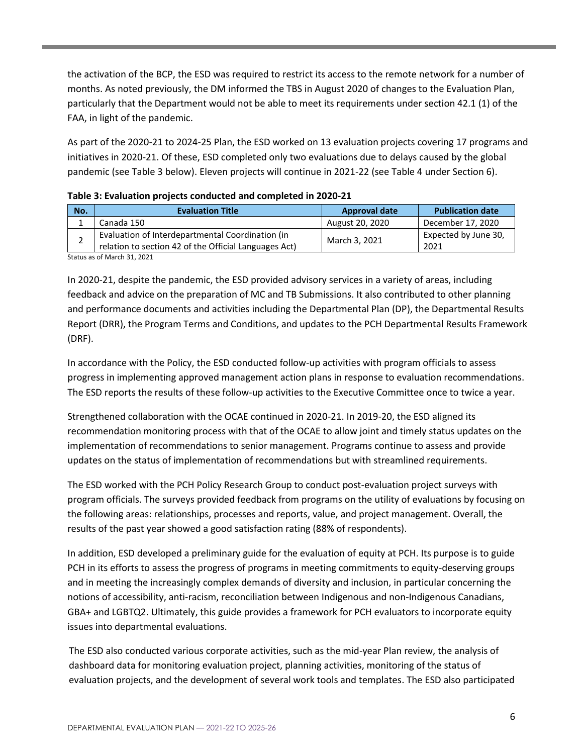the activation of the BCP, the ESD was required to restrict its access to the remote network for a number of months. As noted previously, the DM informed the TBS in August 2020 of changes to the Evaluation Plan, particularly that the Department would not be able to meet its requirements under section 42.1 (1) of the FAA, in light of the pandemic.

As part of the 2020-21 to 2024-25 Plan, the ESD worked on 13 evaluation projects covering 17 programs and initiatives in 2020-21. Of these, ESD completed only two evaluations due to delays caused by the global pandemic (see Table 3 below). Eleven projects will continue in 2021-22 (see Table 4 under Section 6).

**Table 3: Evaluation projects conducted and completed in 2020-21**

| No. | Evaluation Title | Approval date | Publication date |
|---|---|---|---|
| 1 | Canada 150 | August 20, 2020 | December 17, 2020 |
| 2 | Evaluation of Interdepartmental Coordination (in relation to section 42 of the Official Languages Act) | March 3, 2021 | Expected by June 30, 2021 |

Status as of March 31, 2021

In 2020-21, despite the pandemic, the ESD provided advisory services in a variety of areas, including feedback and advice on the preparation of MC and TB Submissions. It also contributed to other planning and performance documents and activities including the Departmental Plan (DP), the Departmental Results Report (DRR), the Program Terms and Conditions, and updates to the PCH Departmental Results Framework (DRF).

In accordance with the Policy, the ESD conducted follow-up activities with program officials to assess progress in implementing approved management action plans in response to evaluation recommendations. The ESD reports the results of these follow-up activities to the Executive Committee once to twice a year.

Strengthened collaboration with the OCAE continued in 2020-21. In 2019-20, the ESD aligned its recommendation monitoring process with that of the OCAE to allow joint and timely status updates on the implementation of recommendations to senior management. Programs continue to assess and provide updates on the status of implementation of recommendations but with streamlined requirements.

The ESD worked with the PCH Policy Research Group to conduct post-evaluation project surveys with program officials. The surveys provided feedback from programs on the utility of evaluations by focusing on the following areas: relationships, processes and reports, value, and project management. Overall, the results of the past year showed a good satisfaction rating (88% of respondents).

In addition, ESD developed a preliminary guide for the evaluation of equity at PCH. Its purpose is to guide PCH in its efforts to assess the progress of programs in meeting commitments to equity-deserving groups and in meeting the increasingly complex demands of diversity and inclusion, in particular concerning the notions of accessibility, anti-racism, reconciliation between Indigenous and non-Indigenous Canadians, GBA+ and LGBTQ2. Ultimately, this guide provides a framework for PCH evaluators to incorporate equity issues into departmental evaluations.

The ESD also conducted various corporate activities, such as the mid-year Plan review, the analysis of dashboard data for monitoring evaluation project, planning activities, monitoring of the status of evaluation projects, and the development of several work tools and templates. The ESD also participated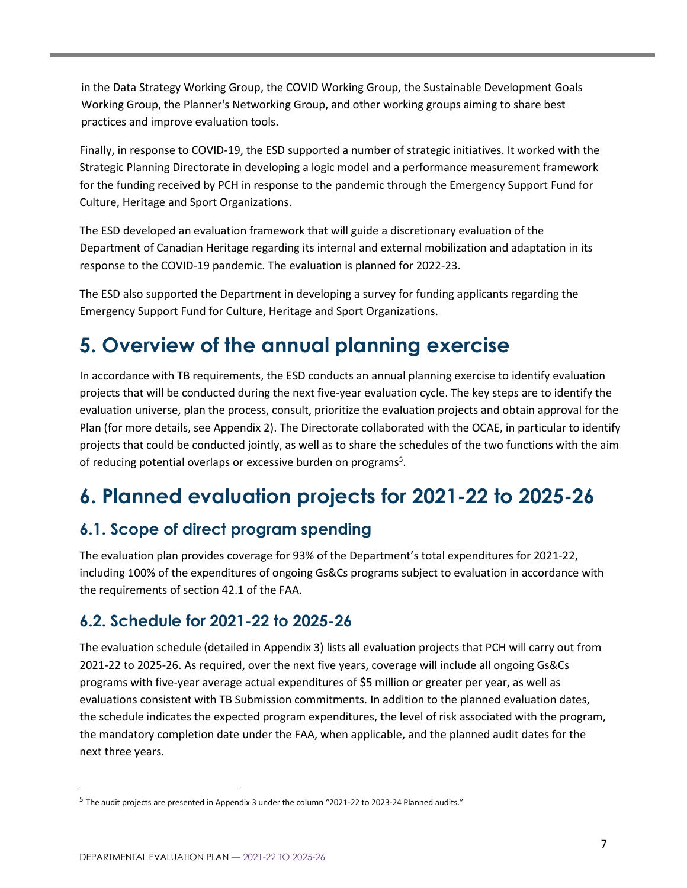in the Data Strategy Working Group, the COVID Working Group, the Sustainable Development Goals Working Group, the Planner's Networking Group, and other working groups aiming to share best practices and improve evaluation tools.

Finally, in response to COVID-19, the ESD supported a number of strategic initiatives. It worked with the Strategic Planning Directorate in developing a logic model and a performance measurement framework for the funding received by PCH in response to the pandemic through the Emergency Support Fund for Culture, Heritage and Sport Organizations.

The ESD developed an evaluation framework that will guide a discretionary evaluation of the Department of Canadian Heritage regarding its internal and external mobilization and adaptation in its response to the COVID-19 pandemic. The evaluation is planned for 2022-23.

The ESD also supported the Department in developing a survey for funding applicants regarding the Emergency Support Fund for Culture, Heritage and Sport Organizations.

# 5. Overview of the annual planning exercise

In accordance with TB requirements, the ESD conducts an annual planning exercise to identify evaluation projects that will be conducted during the next five-year evaluation cycle. The key steps are to identify the evaluation universe, plan the process, consult, prioritize the evaluation projects and obtain approval for the Plan (for more details, see Appendix 2). The Directorate collaborated with the OCAE, in particular to identify projects that could be conducted jointly, as well as to share the schedules of the two functions with the aim of reducing potential overlaps or excessive burden on programs[5].

# 6. Planned evaluation projects for 2021-22 to 2025-26

## 6.1. Scope of direct program spending

The evaluation plan provides coverage for 93% of the Department's total expenditures for 2021-22, including 100% of the expenditures of ongoing Gs&Cs programs subject to evaluation in accordance with the requirements of section 42.1 of the FAA.

## 6.2. Schedule for 2021-22 to 2025-26

The evaluation schedule (detailed in Appendix 3) lists all evaluation projects that PCH will carry out from 2021-22 to 2025-26. As required, over the next five years, coverage will include all ongoing Gs&Cs programs with five-year average actual expenditures of $5 million or greater per year, as well as evaluations consistent with TB Submission commitments. In addition to the planned evaluation dates, the schedule indicates the expected program expenditures, the level of risk associated with the program, the mandatory completion date under the FAA, when applicable, and the planned audit dates for the next three years.

[5] The audit projects are presented in Appendix 3 under the column "2021-22 to 2023-24 Planned audits."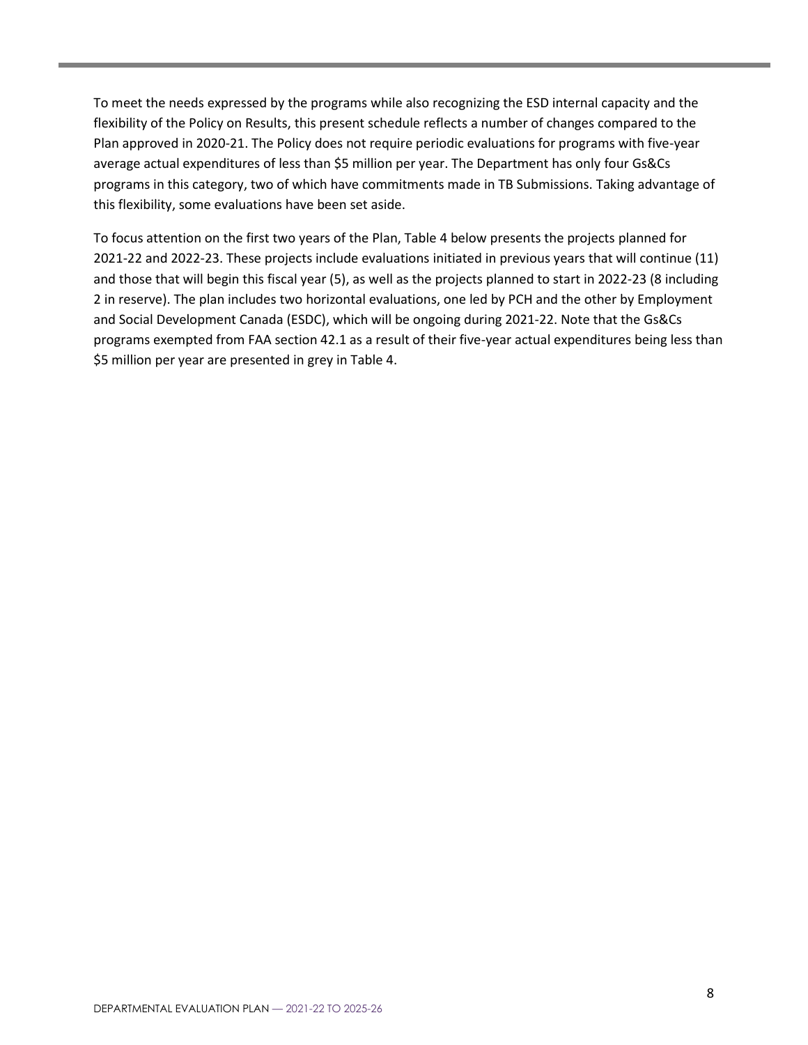To meet the needs expressed by the programs while also recognizing the ESD internal capacity and the flexibility of the Policy on Results, this present schedule reflects a number of changes compared to the Plan approved in 2020-21. The Policy does not require periodic evaluations for programs with five-year average actual expenditures of less than $5 million per year. The Department has only four Gs&Cs programs in this category, two of which have commitments made in TB Submissions. Taking advantage of this flexibility, some evaluations have been set aside.

To focus attention on the first two years of the Plan, Table 4 below presents the projects planned for 2021-22 and 2022-23. These projects include evaluations initiated in previous years that will continue (11) and those that will begin this fiscal year (5), as well as the projects planned to start in 2022-23 (8 including 2 in reserve). The plan includes two horizontal evaluations, one led by PCH and the other by Employment and Social Development Canada (ESDC), which will be ongoing during 2021-22. Note that the Gs&Cs programs exempted from FAA section 42.1 as a result of their five-year actual expenditures being less than $5 million per year are presented in grey in Table 4.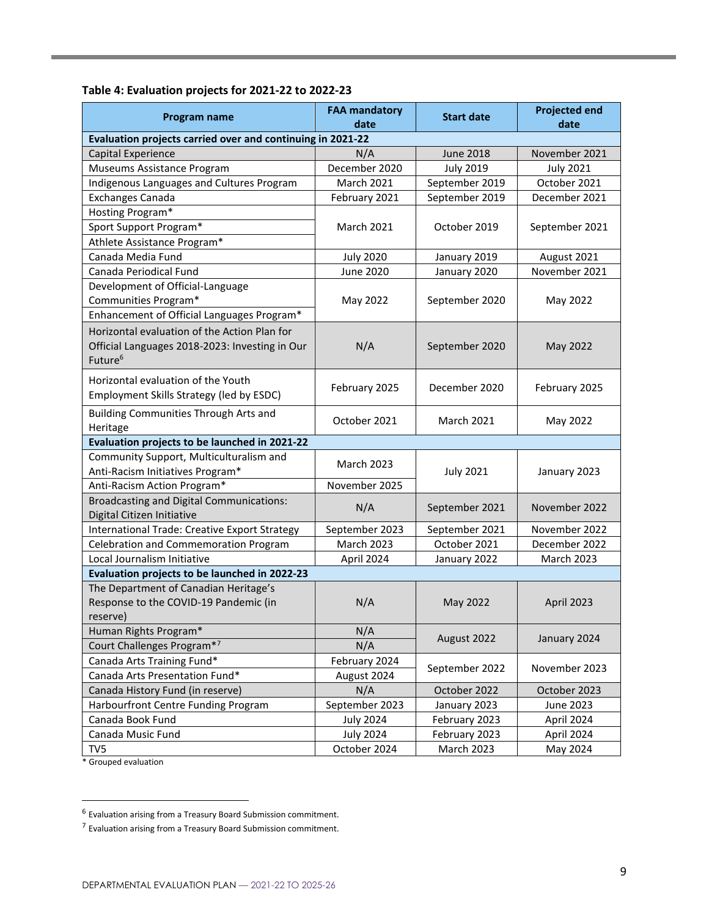**Table 4: Evaluation projects for 2021-22 to 2022-23**

| Program name | FAA mandatory date | Start date | Projected end date |
|---|---|---|---|
| **Evaluation projects carried over and continuing in 2021-22** | | | |
| Capital Experience | N/A | June 2018 | November 2021 |
| Museums Assistance Program | December 2020 | July 2019 | July 2021 |
| Indigenous Languages and Cultures Program | March 2021 | September 2019 | October 2021 |
| Exchanges Canada | February 2021 | September 2019 | December 2021 |
| Hosting Program* | March 2021 | October 2019 | September 2021 |
| Sport Support Program* | | | |
| Athlete Assistance Program* | | | |
| Canada Media Fund | July 2020 | January 2019 | August 2021 |
| Canada Periodical Fund | June 2020 | January 2020 | November 2021 |
| Development of Official-Language Communities Program* | May 2022 | September 2020 | May 2022 |
| Enhancement of Official Languages Program* | | | |
| Horizontal evaluation of the Action Plan for Official Languages 2018-2023: Investing in Our Future[6] | N/A | September 2020 | May 2022 |
| Horizontal evaluation of the Youth Employment Skills Strategy (led by ESDC) | February 2025 | December 2020 | February 2025 |
| Building Communities Through Arts and Heritage | October 2021 | March 2021 | May 2022 |
| **Evaluation projects to be launched in 2021-22** | | | |
| Community Support, Multiculturalism and Anti-Racism Initiatives Program* | March 2023 | July 2021 | January 2023 |
| Anti-Racism Action Program* | November 2025 | | |
| Broadcasting and Digital Communications: Digital Citizen Initiative | N/A | September 2021 | November 2022 |
| International Trade: Creative Export Strategy | September 2023 | September 2021 | November 2022 |
| Celebration and Commemoration Program | March 2023 | October 2021 | December 2022 |
| Local Journalism Initiative | April 2024 | January 2022 | March 2023 |
| **Evaluation projects to be launched in 2022-23** | | | |
| The Department of Canadian Heritage's Response to the COVID-19 Pandemic (in reserve) | N/A | May 2022 | April 2023 |
| Human Rights Program* | N/A | August 2022 | January 2024 |
| Court Challenges Program*[7] | N/A | | |
| Canada Arts Training Fund* | February 2024 | September 2022 | November 2023 |
| Canada Arts Presentation Fund* | August 2024 | | |
| Canada History Fund (in reserve) | N/A | October 2022 | October 2023 |
| Harbourfront Centre Funding Program | September 2023 | January 2023 | June 2023 |
| Canada Book Fund | July 2024 | February 2023 | April 2024 |
| Canada Music Fund | July 2024 | February 2023 | April 2024 |
| TV5 | October 2024 | March 2023 | May 2024 |

\* Grouped evaluation

[6] Evaluation arising from a Treasury Board Submission commitment.

[7] Evaluation arising from a Treasury Board Submission commitment.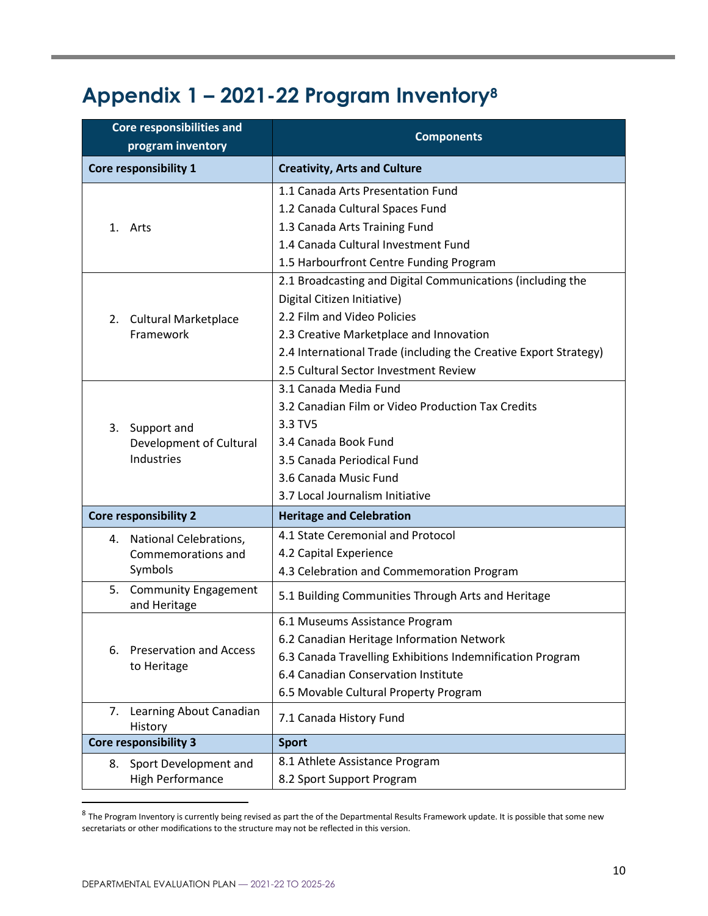# Appendix 1 – 2021-22 Program Inventory[8]

| Core responsibilities and program inventory | Components |
|---|---|
| **Core responsibility 1** | **Creativity, Arts and Culture** |
| 1. Arts | 1.1 Canada Arts Presentation Fund<br>1.2 Canada Cultural Spaces Fund<br>1.3 Canada Arts Training Fund<br>1.4 Canada Cultural Investment Fund<br>1.5 Harbourfront Centre Funding Program |
| 2. Cultural Marketplace Framework | 2.1 Broadcasting and Digital Communications (including the Digital Citizen Initiative)<br>2.2 Film and Video Policies<br>2.3 Creative Marketplace and Innovation<br>2.4 International Trade (including the Creative Export Strategy)<br>2.5 Cultural Sector Investment Review |
| 3. Support and Development of Cultural Industries | 3.1 Canada Media Fund<br>3.2 Canadian Film or Video Production Tax Credits<br>3.3 TV5<br>3.4 Canada Book Fund<br>3.5 Canada Periodical Fund<br>3.6 Canada Music Fund<br>3.7 Local Journalism Initiative |
| **Core responsibility 2** | **Heritage and Celebration** |
| 4. National Celebrations, Commemorations and Symbols | 4.1 State Ceremonial and Protocol<br>4.2 Capital Experience<br>4.3 Celebration and Commemoration Program |
| 5. Community Engagement and Heritage | 5.1 Building Communities Through Arts and Heritage |
| 6. Preservation and Access to Heritage | 6.1 Museums Assistance Program<br>6.2 Canadian Heritage Information Network<br>6.3 Canada Travelling Exhibitions Indemnification Program<br>6.4 Canadian Conservation Institute<br>6.5 Movable Cultural Property Program |
| 7. Learning About Canadian History | 7.1 Canada History Fund |
| **Core responsibility 3** | **Sport** |
| 8. Sport Development and High Performance | 8.1 Athlete Assistance Program<br>8.2 Sport Support Program |

[8] The Program Inventory is currently being revised as part the of the Departmental Results Framework update. It is possible that some new secretariats or other modifications to the structure may not be reflected in this version.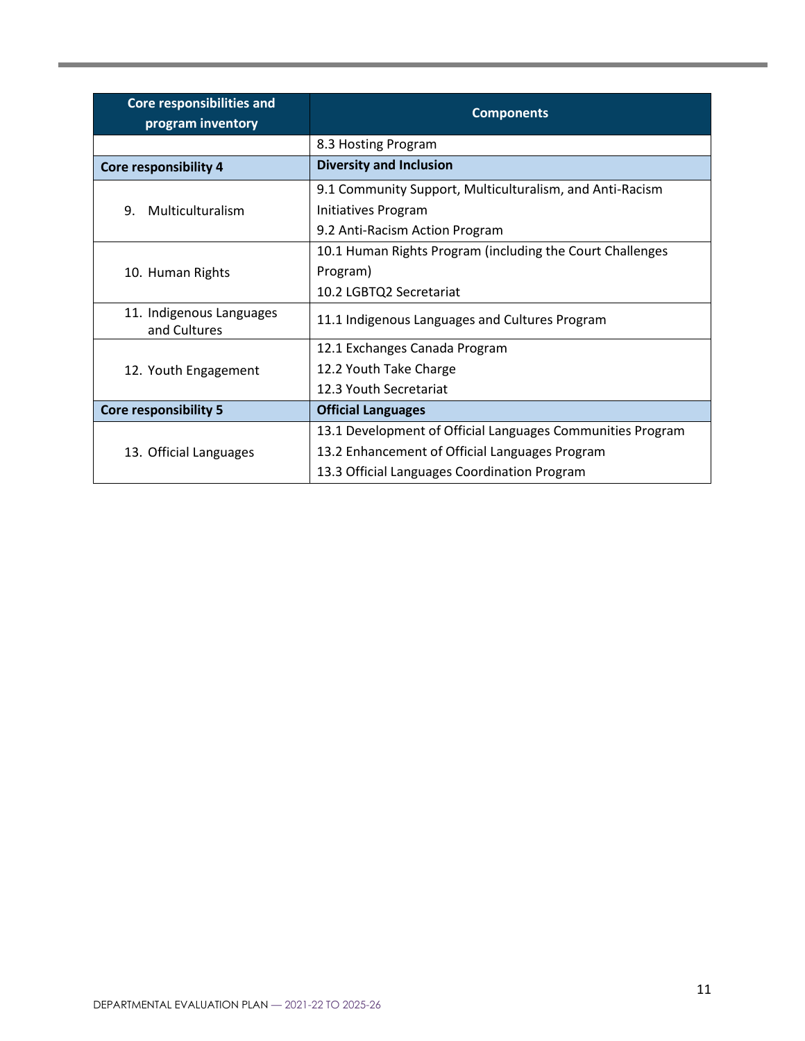| Core responsibilities and program inventory | Components |
|---|---|
| | 8.3 Hosting Program |
| **Core responsibility 4** | **Diversity and Inclusion** |
| 9. Multiculturalism | 9.1 Community Support, Multiculturalism, and Anti-Racism Initiatives Program<br>9.2 Anti-Racism Action Program |
| 10. Human Rights | 10.1 Human Rights Program (including the Court Challenges Program)<br>10.2 LGBTQ2 Secretariat |
| 11. Indigenous Languages and Cultures | 11.1 Indigenous Languages and Cultures Program |
| 12. Youth Engagement | 12.1 Exchanges Canada Program<br>12.2 Youth Take Charge<br>12.3 Youth Secretariat |
| **Core responsibility 5** | **Official Languages** |
| 13. Official Languages | 13.1 Development of Official Languages Communities Program<br>13.2 Enhancement of Official Languages Program<br>13.3 Official Languages Coordination Program |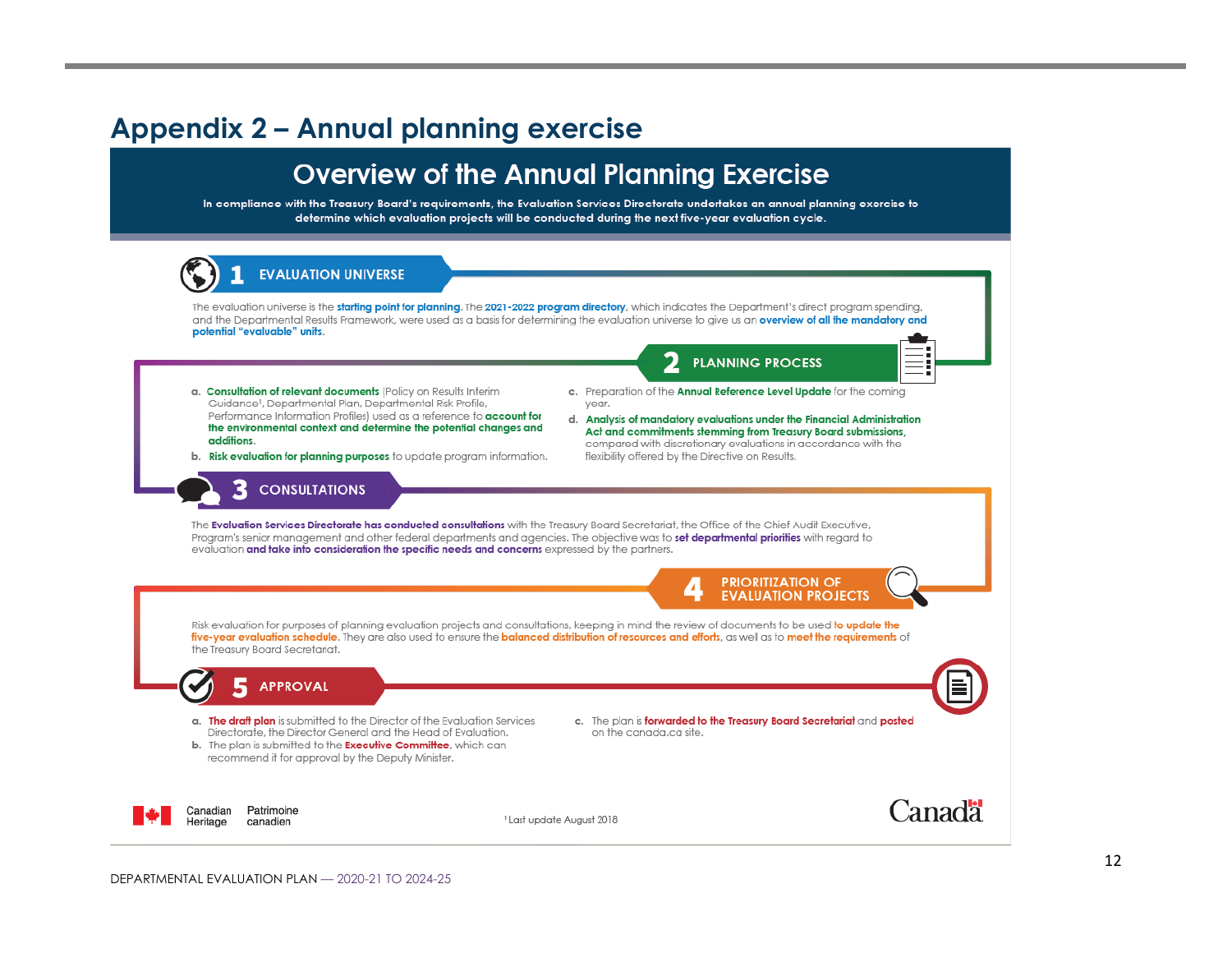# Appendix 2 – Annual planning exercise

## Overview of the Annual Planning Exercise

**In compliance with the Treasury Board's requirements, the Evaluation Services Directorate undertakes an annual planning exercise to determine which evaluation projects will be conducted during the next five-year evaluation cycle.**

### 1 EVALUATION UNIVERSE

The evaluation universe is the **starting point for planning**. The **2021-2022 program directory**, which indicates the Department's direct program spending, and the Departmental Results Framework, were used as a basis for determining the evaluation universe to give us an **overview of all the mandatory and potential "evaluable" units.**

### 2 PLANNING PROCESS

a. **Consultation of relevant documents** (Policy on Results Interim Guidance[1], Departmental Plan, Departmental Risk Profile, Performance Information Profiles) used as a reference to **account for the environmental context and determine the potential changes and additions.**

b. **Risk evaluation for planning purposes** to update program information.

c. Preparation of the **Annual Reference Level Update** for the coming year.

d. **Analysis of mandatory evaluations under the Financial Administration Act and commitments stemming from Treasury Board submissions,** compared with discretionary evaluations in accordance with the flexibility offered by the Directive on Results.

### 3 CONSULTATIONS

The **Evaluation Services Directorate has conducted consultations** with the Treasury Board Secretariat, the Office of the Chief Audit Executive, Program's senior management and other federal departments and agencies. The objective was to **set departmental priorities** with regard to evaluation **and take into consideration the specific needs and concerns** expressed by the partners.

### 4 PRIORITIZATION OF EVALUATION PROJECTS

Risk evaluation for purposes of planning evaluation projects and consultations, keeping in mind the review of documents to be used **to update the five-year evaluation schedule**. They are also used to ensure the **balanced distribution of resources and efforts**, as well as to **meet the requirements** of the Treasury Board Secretariat.

### 5 APPROVAL

a. **The draft plan** is submitted to the Director of the Evaluation Services Directorate, the Director General and the Head of Evaluation.

b. The plan is submitted to the **Executive Committee**, which can recommend it for approval by the Deputy Minister.

c. The plan is **forwarded to the Treasury Board Secretariat** and **posted** on the canada.ca site.

[1] Last update August 2018

Canadian Heritage / Patrimoine canadien

Canada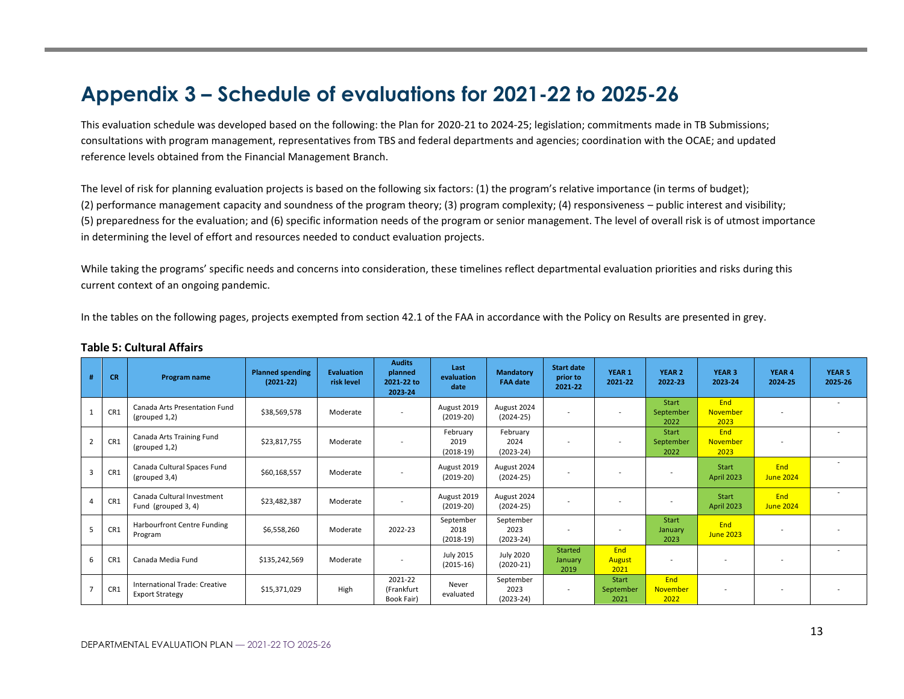# Appendix 3 – Schedule of evaluations for 2021-22 to 2025-26

This evaluation schedule was developed based on the following: the Plan for 2020-21 to 2024-25; legislation; commitments made in TB Submissions; consultations with program management, representatives from TBS and federal departments and agencies; coordination with the OCAE; and updated reference levels obtained from the Financial Management Branch.

The level of risk for planning evaluation projects is based on the following six factors: (1) the program's relative importance (in terms of budget); (2) performance management capacity and soundness of the program theory; (3) program complexity; (4) responsiveness – public interest and visibility; (5) preparedness for the evaluation; and (6) specific information needs of the program or senior management. The level of overall risk is of utmost importance in determining the level of effort and resources needed to conduct evaluation projects.

While taking the programs' specific needs and concerns into consideration, these timelines reflect departmental evaluation priorities and risks during this current context of an ongoing pandemic.

In the tables on the following pages, projects exempted from section 42.1 of the FAA in accordance with the Policy on Results are presented in grey.

**Table 5: Cultural Affairs**

| # | CR | Program name | Planned spending (2021-22) | Evaluation risk level | Audits planned 2021-22 to 2023-24 | Last evaluation date | Mandatory FAA date | Start date prior to 2021-22 | YEAR 1 2021-22 | YEAR 2 2022-23 | YEAR 3 2023-24 | YEAR 4 2024-25 | YEAR 5 2025-26 |
|---|---|---|---|---|---|---|---|---|---|---|---|---|---|
| 1 | CR1 | Canada Arts Presentation Fund (grouped 1,2) | $38,569,578 | Moderate | - | August 2019 (2019-20) | August 2024 (2024-25) | - | - | Start September 2022 | End November 2023 | - | - |
| 2 | CR1 | Canada Arts Training Fund (grouped 1,2) | $23,817,755 | Moderate | - | February 2019 (2018-19) | February 2024 (2023-24) | - | - | Start September 2022 | End November 2023 | - | - |
| 3 | CR1 | Canada Cultural Spaces Fund (grouped 3,4) | $60,168,557 | Moderate | - | August 2019 (2019-20) | August 2024 (2024-25) | - | - | - | Start April 2023 | End June 2024 | - |
| 4 | CR1 | Canada Cultural Investment Fund (grouped 3, 4) | $23,482,387 | Moderate | - | August 2019 (2019-20) | August 2024 (2024-25) | - | - | - | Start April 2023 | End June 2024 | - |
| 5 | CR1 | Harbourfront Centre Funding Program | $6,558,260 | Moderate | 2022-23 | September 2018 (2018-19) | September 2023 (2023-24) | - | - | Start January 2023 | End June 2023 | - | - |
| 6 | CR1 | Canada Media Fund | $135,242,569 | Moderate | - | July 2015 (2015-16) | July 2020 (2020-21) | Started January 2019 | End August 2021 | - | - | - | - |
| 7 | CR1 | International Trade: Creative Export Strategy | $15,371,029 | High | 2021-22 (Frankfurt Book Fair) | Never evaluated | September 2023 (2023-24) | - | Start September 2021 | End November 2022 | - | - | - |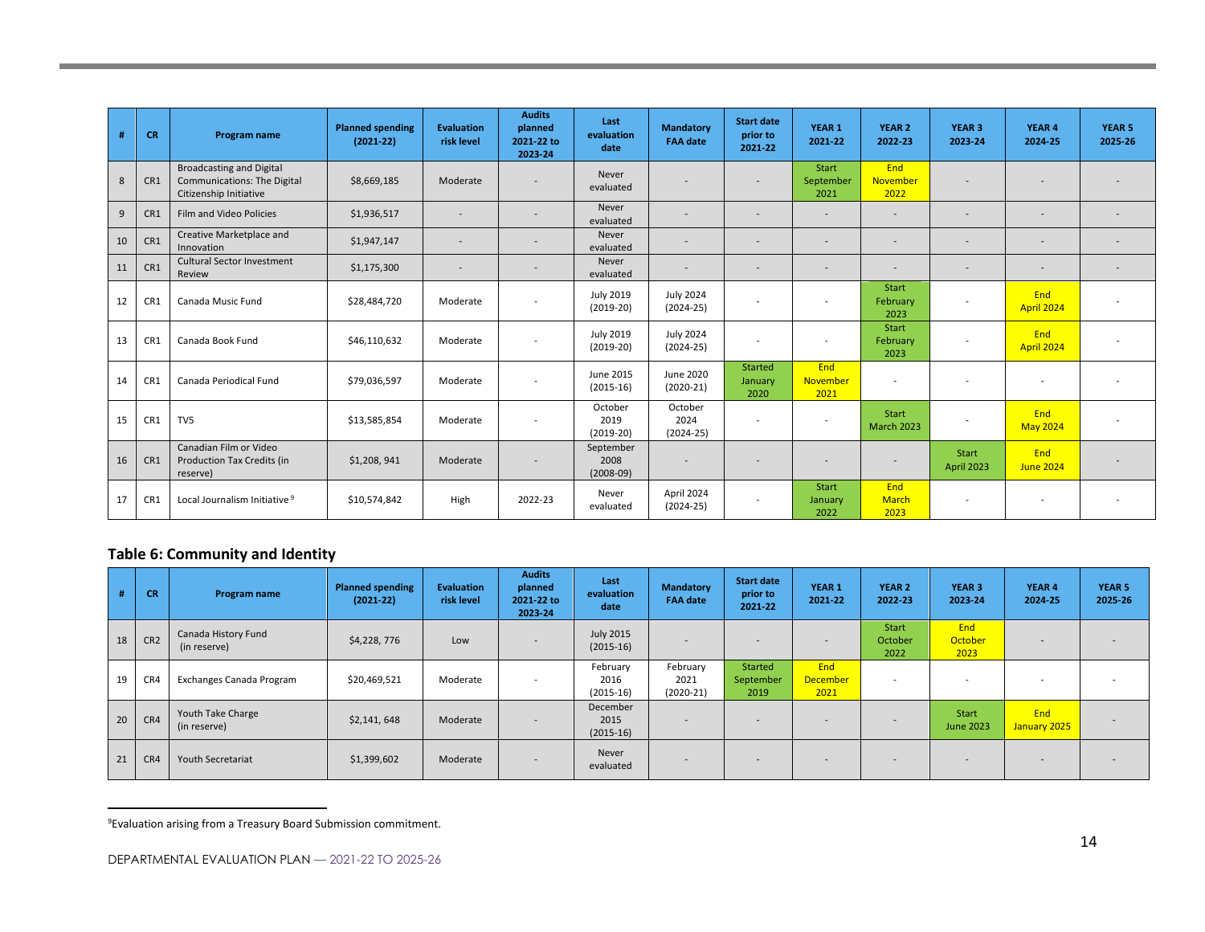| # | CR | Program name | Planned spending (2021-22) | Evaluation risk level | Audits planned 2021-22 to 2023-24 | Last evaluation date | Mandatory FAA date | Start date prior to 2021-22 | YEAR 1 2021-22 | YEAR 2 2022-23 | YEAR 3 2023-24 | YEAR 4 2024-25 | YEAR 5 2025-26 |
|---|---|---|---|---|---|---|---|---|---|---|---|---|---|
| 8 | CR1 | Broadcasting and Digital Communications: The Digital Citizenship Initiative | $8,669,185 | Moderate | - | Never evaluated | - | - | Start September 2021 | End November 2022 | - | - | - |
| 9 | CR1 | Film and Video Policies | $1,936,517 | - | - | Never evaluated | - | - | - | - | - | - | - |
| 10 | CR1 | Creative Marketplace and Innovation | $1,947,147 | - | - | Never evaluated | - | - | - | - | - | - | - |
| 11 | CR1 | Cultural Sector Investment Review | $1,175,300 | - | - | Never evaluated | - | - | - | - | - | - | - |
| 12 | CR1 | Canada Music Fund | $28,484,720 | Moderate | - | July 2019 (2019-20) | July 2024 (2024-25) | - | - | Start February 2023 | - | End April 2024 | - |
| 13 | CR1 | Canada Book Fund | $46,110,632 | Moderate | - | July 2019 (2019-20) | July 2024 (2024-25) | - | - | Start February 2023 | - | End April 2024 | - |
| 14 | CR1 | Canada Periodical Fund | $79,036,597 | Moderate | - | June 2015 (2015-16) | June 2020 (2020-21) | Started January 2020 | End November 2021 | - | - | - | - |
| 15 | CR1 | TV5 | $13,585,854 | Moderate | - | October 2019 (2019-20) | October 2024 (2024-25) | - | - | Start March 2023 | - | End May 2024 | - |
| 16 | CR1 | Canadian Film or Video Production Tax Credits (in reserve) | $1,208, 941 | Moderate | - | September 2008 (2008-09) | - | - | - | - | Start April 2023 | End June 2024 | - |
| 17 | CR1 | Local Journalism Initiative[9] | $10,574,842 | High | 2022-23 | Never evaluated | April 2024 (2024-25) | - | Start January 2022 | End March 2023 | - | - | - |

## Table 6: Community and Identity

| # | CR | Program name | Planned spending (2021-22) | Evaluation risk level | Audits planned 2021-22 to 2023-24 | Last evaluation date | Mandatory FAA date | Start date prior to 2021-22 | YEAR 1 2021-22 | YEAR 2 2022-23 | YEAR 3 2023-24 | YEAR 4 2024-25 | YEAR 5 2025-26 |
|---|---|---|---|---|---|---|---|---|---|---|---|---|---|
| 18 | CR2 | Canada History Fund (in reserve) | $4,228, 776 | Low | - | July 2015 (2015-16) | - | - | - | Start October 2022 | End October 2023 | - | - |
| 19 | CR4 | Exchanges Canada Program | $20,469,521 | Moderate | - | February 2016 (2015-16) | February 2021 (2020-21) | Started September 2019 | End December 2021 | - | - | - | - |
| 20 | CR4 | Youth Take Charge (in reserve) | $2,141, 648 | Moderate | - | December 2015 (2015-16) | - | - | - | - | Start June 2023 | End January 2025 | - |
| 21 | CR4 | Youth Secretariat | $1,399,602 | Moderate | - | Never evaluated | - | - | - | - | - | - | - |

[9] Evaluation arising from a Treasury Board Submission commitment.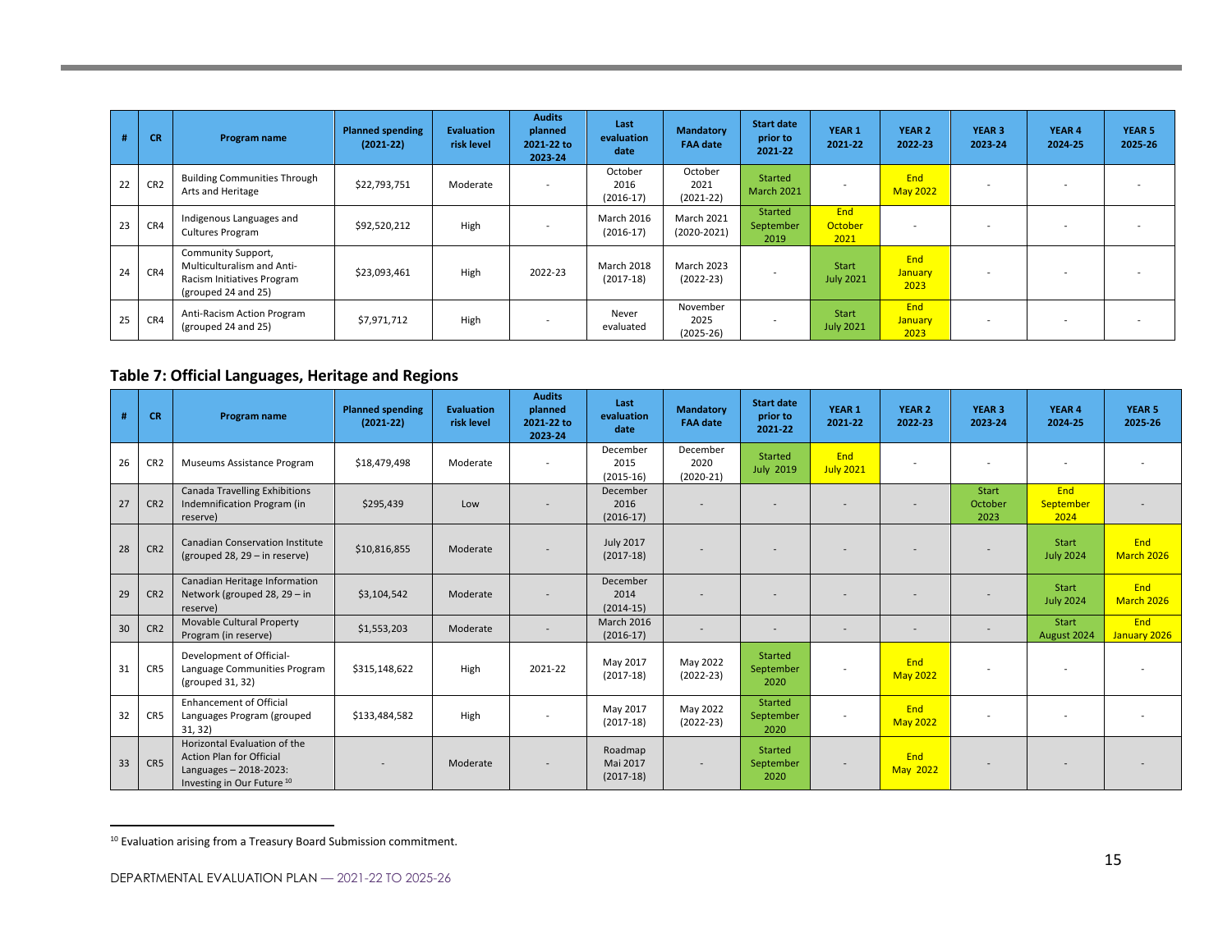| # | CR | Program name | Planned spending (2021-22) | Evaluation risk level | Audits planned 2021-22 to 2023-24 | Last evaluation date | Mandatory FAA date | Start date prior to 2021-22 | YEAR 1 2021-22 | YEAR 2 2022-23 | YEAR 3 2023-24 | YEAR 4 2024-25 | YEAR 5 2025-26 |
|---|---|---|---|---|---|---|---|---|---|---|---|---|---|
| 22 | CR2 | Building Communities Through Arts and Heritage | $22,793,751 | Moderate | - | October 2016 (2016-17) | October 2021 (2021-22) | Started March 2021 | - | End May 2022 | - | - | - |
| 23 | CR4 | Indigenous Languages and Cultures Program | $92,520,212 | High | - | March 2016 (2016-17) | March 2021 (2020-2021) | Started September 2019 | End October 2021 | - | - | - | - |
| 24 | CR4 | Community Support, Multiculturalism and Anti-Racism Initiatives Program (grouped 24 and 25) | $23,093,461 | High | 2022-23 | March 2018 (2017-18) | March 2023 (2022-23) | - | Start July 2021 | End January 2023 | - | - | - |
| 25 | CR4 | Anti-Racism Action Program (grouped 24 and 25) | $7,971,712 | High | - | Never evaluated | November 2025 (2025-26) | - | Start July 2021 | End January 2023 | - | - | - |

## Table 7: Official Languages, Heritage and Regions

| # | CR | Program name | Planned spending (2021-22) | Evaluation risk level | Audits planned 2021-22 to 2023-24 | Last evaluation date | Mandatory FAA date | Start date prior to 2021-22 | YEAR 1 2021-22 | YEAR 2 2022-23 | YEAR 3 2023-24 | YEAR 4 2024-25 | YEAR 5 2025-26 |
|---|---|---|---|---|---|---|---|---|---|---|---|---|---|
| 26 | CR2 | Museums Assistance Program | $18,479,498 | Moderate | - | December 2015 (2015-16) | December 2020 (2020-21) | Started July 2019 | End July 2021 | - | - | - | - |
| 27 | CR2 | Canada Travelling Exhibitions Indemnification Program (in reserve) | $295,439 | Low | - | December 2016 (2016-17) | - | - | - | - | Start October 2023 | End September 2024 | - |
| 28 | CR2 | Canadian Conservation Institute (grouped 28, 29 – in reserve) | $10,816,855 | Moderate | - | July 2017 (2017-18) | - | - | - | - | - | Start July 2024 | End March 2026 |
| 29 | CR2 | Canadian Heritage Information Network (grouped 28, 29 – in reserve) | $3,104,542 | Moderate | - | December 2014 (2014-15) | - | - | - | - | - | Start July 2024 | End March 2026 |
| 30 | CR2 | Movable Cultural Property Program (in reserve) | $1,553,203 | Moderate | - | March 2016 (2016-17) | - | - | - | - | - | Start August 2024 | End January 2026 |
| 31 | CR5 | Development of Official-Language Communities Program (grouped 31, 32) | $315,148,622 | High | 2021-22 | May 2017 (2017-18) | May 2022 (2022-23) | Started September 2020 | - | End May 2022 | - | - | - |
| 32 | CR5 | Enhancement of Official Languages Program (grouped 31, 32) | $133,484,582 | High | - | May 2017 (2017-18) | May 2022 (2022-23) | Started September 2020 | - | End May 2022 | - | - | - |
| 33 | CR5 | Horizontal Evaluation of the Action Plan for Official Languages – 2018-2023: Investing in Our Future [10] | - | Moderate | - | Roadmap Mai 2017 (2017-18) | - | Started September 2020 | - | End May 2022 | - | - | - |

[10] Evaluation arising from a Treasury Board Submission commitment.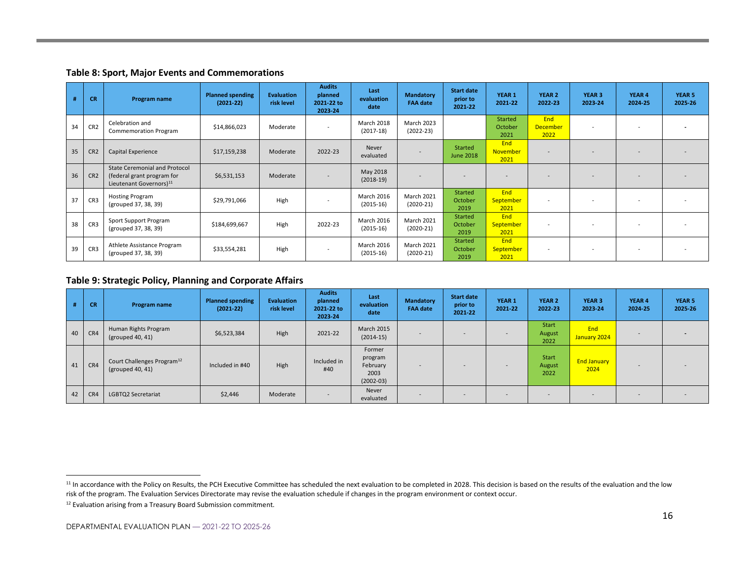## Table 8: Sport, Major Events and Commemorations

| # | CR | Program name | Planned spending (2021-22) | Evaluation risk level | Audits planned 2021-22 to 2023-24 | Last evaluation date | Mandatory FAA date | Start date prior to 2021-22 | YEAR 1 2021-22 | YEAR 2 2022-23 | YEAR 3 2023-24 | YEAR 4 2024-25 | YEAR 5 2025-26 |
|---|---|---|---|---|---|---|---|---|---|---|---|---|---|
| 34 | CR2 | Celebration and Commemoration Program | $14,866,023 | Moderate | - | March 2018 (2017-18) | March 2023 (2022-23) | | Started October 2021 | End December 2022 | - | - | - |
| 35 | CR2 | Capital Experience | $17,159,238 | Moderate | 2022-23 | Never evaluated | - | Started June 2018 | End November 2021 | - | - | - | - |
| 36 | CR2 | State Ceremonial and Protocol (federal grant program for Lieutenant Governors)[11] | $6,531,153 | Moderate | - | May 2018 (2018-19) | - | - | - | - | - | - | - |
| 37 | CR3 | Hosting Program (grouped 37, 38, 39) | $29,791,066 | High | - | March 2016 (2015-16) | March 2021 (2020-21) | Started October 2019 | End September 2021 | - | - | - | - |
| 38 | CR3 | Sport Support Program (grouped 37, 38, 39) | $184,699,667 | High | 2022-23 | March 2016 (2015-16) | March 2021 (2020-21) | Started October 2019 | End September 2021 | - | - | - | - |
| 39 | CR3 | Athlete Assistance Program (grouped 37, 38, 39) | $33,554,281 | High | - | March 2016 (2015-16) | March 2021 (2020-21) | Started October 2019 | End September 2021 | - | - | - | - |

## Table 9: Strategic Policy, Planning and Corporate Affairs

| # | CR | Program name | Planned spending (2021-22) | Evaluation risk level | Audits planned 2021-22 to 2023-24 | Last evaluation date | Mandatory FAA date | Start date prior to 2021-22 | YEAR 1 2021-22 | YEAR 2 2022-23 | YEAR 3 2023-24 | YEAR 4 2024-25 | YEAR 5 2025-26 |
|---|---|---|---|---|---|---|---|---|---|---|---|---|---|
| 40 | CR4 | Human Rights Program (grouped 40, 41) | $6,523,384 | High | 2021-22 | March 2015 (2014-15) | - | - | - | Start August 2022 | End January 2024 | - | - |
| 41 | CR4 | Court Challenges Program[12] (grouped 40, 41) | Included in #40 | High | Included in #40 | Former program February 2003 (2002-03) | - | - | - | Start August 2022 | End January 2024 | - | - |
| 42 | CR4 | LGBTQ2 Secretariat | $2,446 | Moderate | - | Never evaluated | - | - | - | - | - | - | - |

[11] In accordance with the Policy on Results, the PCH Executive Committee has scheduled the next evaluation to be completed in 2028. This decision is based on the results of the evaluation and the low risk of the program. The Evaluation Services Directorate may revise the evaluation schedule if changes in the program environment or context occur.

[12] Evaluation arising from a Treasury Board Submission commitment.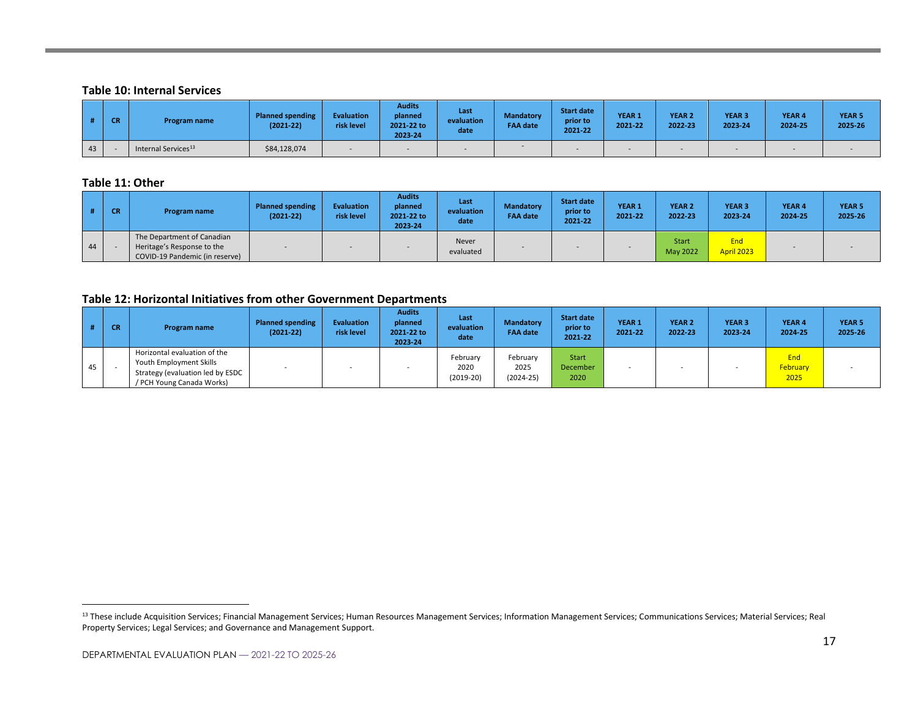### Table 10: Internal Services

| # | CR | Program name | Planned spending (2021-22) | Evaluation risk level | Audits planned 2021-22 to 2023-24 | Last evaluation date | Mandatory FAA date | Start date prior to 2021-22 | YEAR 1 2021-22 | YEAR 2 2022-23 | YEAR 3 2023-24 | YEAR 4 2024-25 | YEAR 5 2025-26 |
|---|---|---|---|---|---|---|---|---|---|---|---|---|---|
| 43 | - | Internal Services[13] | $84,128,074 | - | - | - | - | - | - | - | - | - | - |

### Table 11: Other

| # | CR | Program name | Planned spending (2021-22) | Evaluation risk level | Audits planned 2021-22 to 2023-24 | Last evaluation date | Mandatory FAA date | Start date prior to 2021-22 | YEAR 1 2021-22 | YEAR 2 2022-23 | YEAR 3 2023-24 | YEAR 4 2024-25 | YEAR 5 2025-26 |
|---|---|---|---|---|---|---|---|---|---|---|---|---|---|
| 44 | - | The Department of Canadian Heritage's Response to the COVID-19 Pandemic (in reserve) | - | - | - | Never evaluated | - | - | - | Start May 2022 | End April 2023 | - | - |

### Table 12: Horizontal Initiatives from other Government Departments

| # | CR | Program name | Planned spending (2021-22) | Evaluation risk level | Audits planned 2021-22 to 2023-24 | Last evaluation date | Mandatory FAA date | Start date prior to 2021-22 | YEAR 1 2021-22 | YEAR 2 2022-23 | YEAR 3 2023-24 | YEAR 4 2024-25 | YEAR 5 2025-26 |
|---|---|---|---|---|---|---|---|---|---|---|---|---|---|
| 45 | - | Horizontal evaluation of the Youth Employment Skills Strategy (evaluation led by ESDC / PCH Young Canada Works) | - | - | - | February 2020 (2019-20) | February 2025 (2024-25) | Start December 2020 | - | - | - | End February 2025 | - |

---

[13] These include Acquisition Services; Financial Management Services; Human Resources Management Services; Information Management Services; Communications Services; Material Services; Real Property Services; Legal Services; and Governance and Management Support.